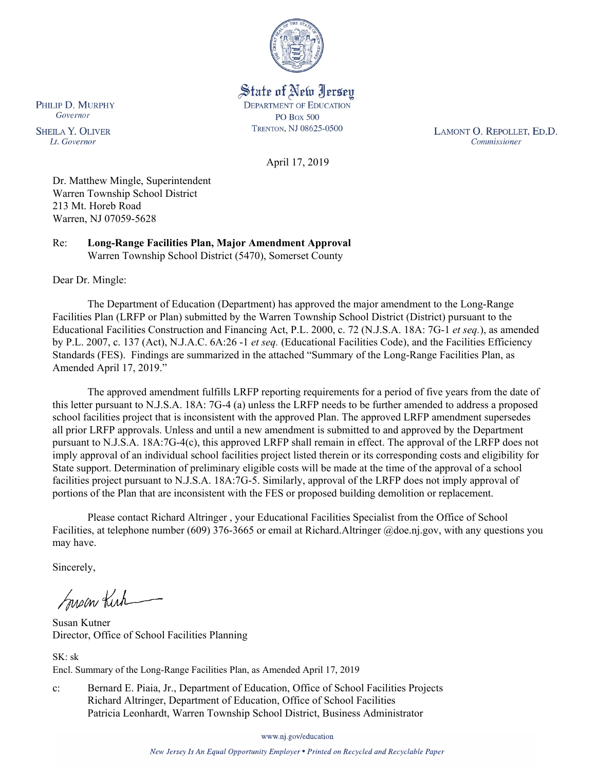State of New Jersey
DEPARTMENT OF EDUCATION
PO BOX 500
TRENTON, NJ 08625-0500

PHILIP D. MURPHY
*Governor*

SHEILA Y. OLIVER
*Lt. Governor*

LAMONT O. REPOLLET, ED.D.
*Commissioner*

April 17, 2019

Dr. Matthew Mingle, Superintendent
Warren Township School District
213 Mt. Horeb Road
Warren, NJ 07059-5628

Re: **Long-Range Facilities Plan, Major Amendment Approval**
Warren Township School District (5470), Somerset County

Dear Dr. Mingle:

The Department of Education (Department) has approved the major amendment to the Long-Range Facilities Plan (LRFP or Plan) submitted by the Warren Township School District (District) pursuant to the Educational Facilities Construction and Financing Act, P.L. 2000, c. 72 (N.J.S.A. 18A: 7G-1 *et seq.*), as amended by P.L. 2007, c. 137 (Act), N.J.A.C. 6A:26 -1 *et seq.* (Educational Facilities Code), and the Facilities Efficiency Standards (FES). Findings are summarized in the attached "Summary of the Long-Range Facilities Plan, as Amended April 17, 2019."

The approved amendment fulfills LRFP reporting requirements for a period of five years from the date of this letter pursuant to N.J.S.A. 18A: 7G-4 (a) unless the LRFP needs to be further amended to address a proposed school facilities project that is inconsistent with the approved Plan. The approved LRFP amendment supersedes all prior LRFP approvals. Unless and until a new amendment is submitted to and approved by the Department pursuant to N.J.S.A. 18A:7G-4(c), this approved LRFP shall remain in effect. The approval of the LRFP does not imply approval of an individual school facilities project listed therein or its corresponding costs and eligibility for State support. Determination of preliminary eligible costs will be made at the time of the approval of a school facilities project pursuant to N.J.S.A. 18A:7G-5. Similarly, approval of the LRFP does not imply approval of portions of the Plan that are inconsistent with the FES or proposed building demolition or replacement.

Please contact Richard Altringer , your Educational Facilities Specialist from the Office of School Facilities, at telephone number (609) 376-3665 or email at Richard.Altringer @doe.nj.gov, with any questions you may have.

Sincerely,

Susan Kutner
Director, Office of School Facilities Planning

SK: sk
Encl. Summary of the Long-Range Facilities Plan, as Amended April 17, 2019

c: Bernard E. Piaia, Jr., Department of Education, Office of School Facilities Projects
Richard Altringer, Department of Education, Office of School Facilities
Patricia Leonhardt, Warren Township School District, Business Administrator

www.nj.gov/education

*New Jersey Is An Equal Opportunity Employer • Printed on Recycled and Recyclable Paper*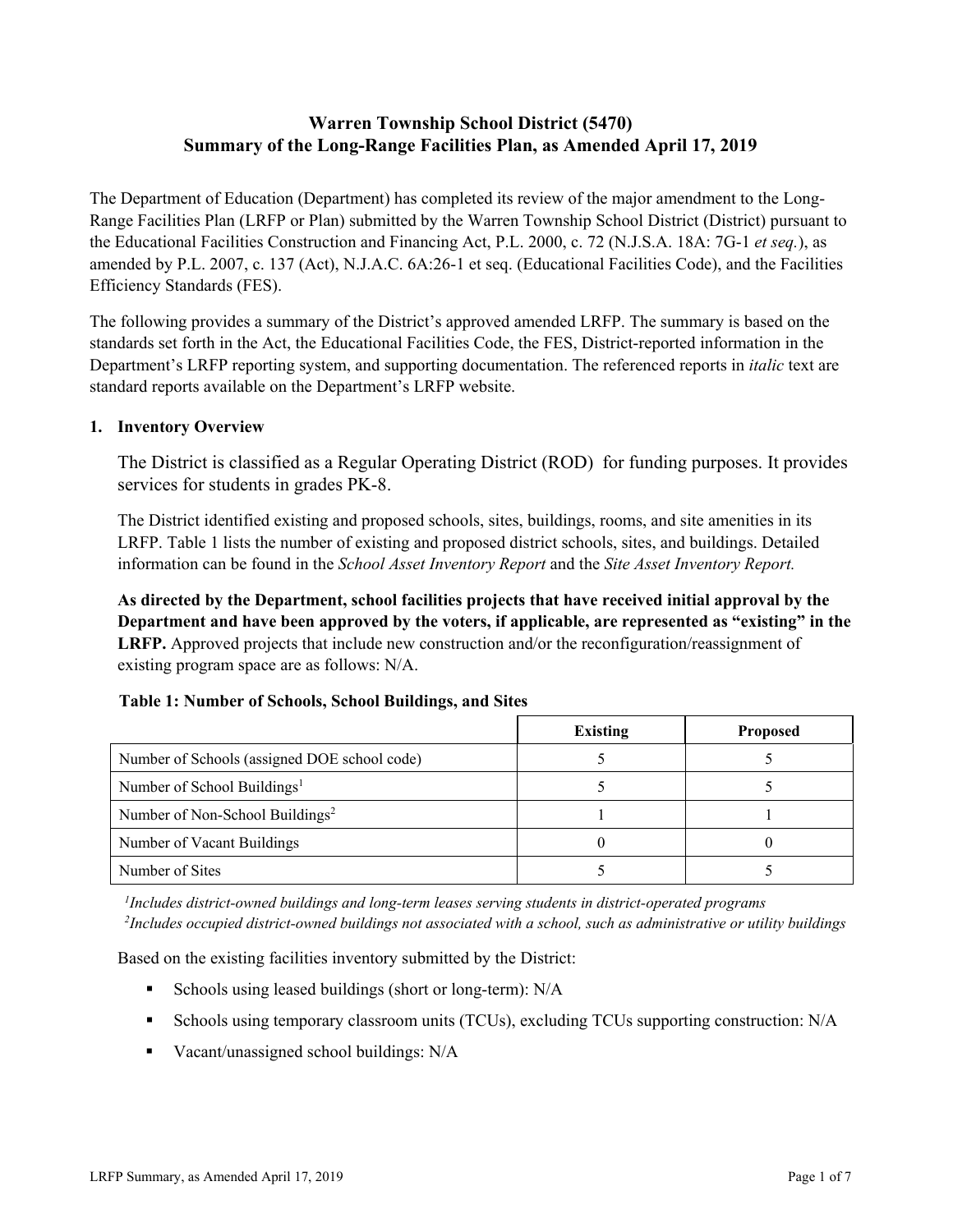# Warren Township School District (5470)
## Summary of the Long-Range Facilities Plan, as Amended April 17, 2019

The Department of Education (Department) has completed its review of the major amendment to the Long-Range Facilities Plan (LRFP or Plan) submitted by the Warren Township School District (District) pursuant to the Educational Facilities Construction and Financing Act, P.L. 2000, c. 72 (N.J.S.A. 18A: 7G-1 *et seq.*), as amended by P.L. 2007, c. 137 (Act), N.J.A.C. 6A:26-1 et seq. (Educational Facilities Code), and the Facilities Efficiency Standards (FES).

The following provides a summary of the District's approved amended LRFP. The summary is based on the standards set forth in the Act, the Educational Facilities Code, the FES, District-reported information in the Department's LRFP reporting system, and supporting documentation. The referenced reports in *italic* text are standard reports available on the Department's LRFP website.

### 1. Inventory Overview

The District is classified as a Regular Operating District (ROD) for funding purposes. It provides services for students in grades PK-8.

The District identified existing and proposed schools, sites, buildings, rooms, and site amenities in its LRFP. Table 1 lists the number of existing and proposed district schools, sites, and buildings. Detailed information can be found in the *School Asset Inventory Report* and the *Site Asset Inventory Report.*

**As directed by the Department, school facilities projects that have received initial approval by the Department and have been approved by the voters, if applicable, are represented as "existing" in the LRFP.** Approved projects that include new construction and/or the reconfiguration/reassignment of existing program space are as follows: N/A.

**Table 1: Number of Schools, School Buildings, and Sites**

| | Existing | Proposed |
|---|---|---|
| Number of Schools (assigned DOE school code) | 5 | 5 |
| Number of School Buildings[1] | 5 | 5 |
| Number of Non-School Buildings[2] | 1 | 1 |
| Number of Vacant Buildings | 0 | 0 |
| Number of Sites | 5 | 5 |

*[1]Includes district-owned buildings and long-term leases serving students in district-operated programs*
*[2]Includes occupied district-owned buildings not associated with a school, such as administrative or utility buildings*

Based on the existing facilities inventory submitted by the District:

- Schools using leased buildings (short or long-term): N/A
- Schools using temporary classroom units (TCUs), excluding TCUs supporting construction: N/A
- Vacant/unassigned school buildings: N/A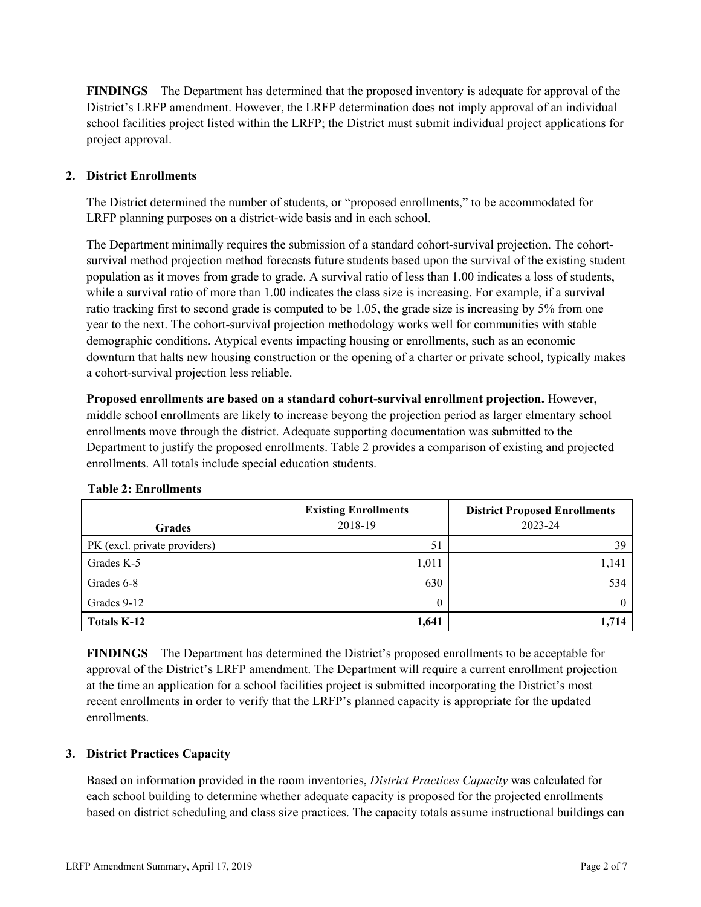**FINDINGS** The Department has determined that the proposed inventory is adequate for approval of the District's LRFP amendment. However, the LRFP determination does not imply approval of an individual school facilities project listed within the LRFP; the District must submit individual project applications for project approval.

## 2. District Enrollments

The District determined the number of students, or "proposed enrollments," to be accommodated for LRFP planning purposes on a district-wide basis and in each school.

The Department minimally requires the submission of a standard cohort-survival projection. The cohort-survival method projection method forecasts future students based upon the survival of the existing student population as it moves from grade to grade. A survival ratio of less than 1.00 indicates a loss of students, while a survival ratio of more than 1.00 indicates the class size is increasing. For example, if a survival ratio tracking first to second grade is computed to be 1.05, the grade size is increasing by 5% from one year to the next. The cohort-survival projection methodology works well for communities with stable demographic conditions. Atypical events impacting housing or enrollments, such as an economic downturn that halts new housing construction or the opening of a charter or private school, typically makes a cohort-survival projection less reliable.

**Proposed enrollments are based on a standard cohort-survival enrollment projection.** However, middle school enrollments are likely to increase beyong the projection period as larger elmentary school enrollments move through the district. Adequate supporting documentation was submitted to the Department to justify the proposed enrollments. Table 2 provides a comparison of existing and projected enrollments. All totals include special education students.

**Table 2: Enrollments**

| Grades | Existing Enrollments 2018-19 | District Proposed Enrollments 2023-24 |
|---|---|---|
| PK (excl. private providers) | 51 | 39 |
| Grades K-5 | 1,011 | 1,141 |
| Grades 6-8 | 630 | 534 |
| Grades 9-12 | 0 | 0 |
| **Totals K-12** | **1,641** | **1,714** |

**FINDINGS** The Department has determined the District's proposed enrollments to be acceptable for approval of the District's LRFP amendment. The Department will require a current enrollment projection at the time an application for a school facilities project is submitted incorporating the District's most recent enrollments in order to verify that the LRFP's planned capacity is appropriate for the updated enrollments.

## 3. District Practices Capacity

Based on information provided in the room inventories, *District Practices Capacity* was calculated for each school building to determine whether adequate capacity is proposed for the projected enrollments based on district scheduling and class size practices. The capacity totals assume instructional buildings can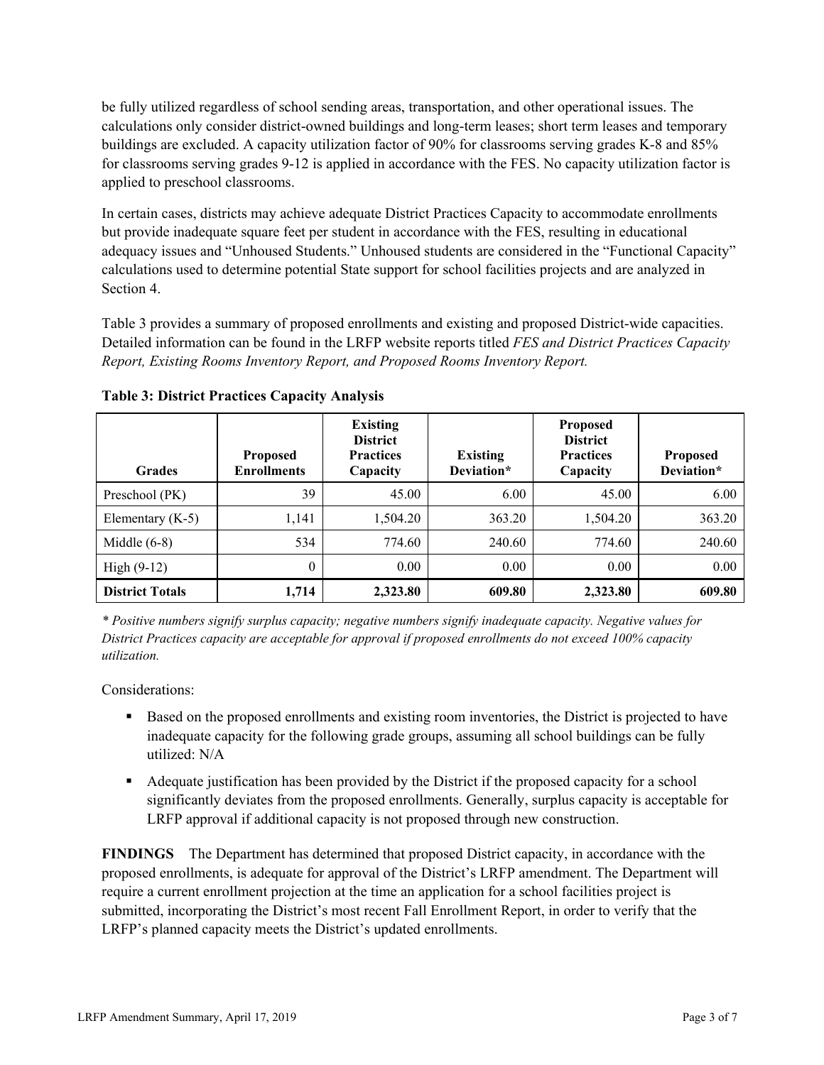be fully utilized regardless of school sending areas, transportation, and other operational issues. The calculations only consider district-owned buildings and long-term leases; short term leases and temporary buildings are excluded. A capacity utilization factor of 90% for classrooms serving grades K-8 and 85% for classrooms serving grades 9-12 is applied in accordance with the FES. No capacity utilization factor is applied to preschool classrooms.

In certain cases, districts may achieve adequate District Practices Capacity to accommodate enrollments but provide inadequate square feet per student in accordance with the FES, resulting in educational adequacy issues and "Unhoused Students." Unhoused students are considered in the "Functional Capacity" calculations used to determine potential State support for school facilities projects and are analyzed in Section 4.

Table 3 provides a summary of proposed enrollments and existing and proposed District-wide capacities. Detailed information can be found in the LRFP website reports titled *FES and District Practices Capacity Report, Existing Rooms Inventory Report, and Proposed Rooms Inventory Report.*

**Table 3: District Practices Capacity Analysis**

| Grades | Proposed Enrollments | Existing District Practices Capacity | Existing Deviation* | Proposed District Practices Capacity | Proposed Deviation* |
|---|---|---|---|---|---|
| Preschool (PK) | 39 | 45.00 | 6.00 | 45.00 | 6.00 |
| Elementary (K-5) | 1,141 | 1,504.20 | 363.20 | 1,504.20 | 363.20 |
| Middle (6-8) | 534 | 774.60 | 240.60 | 774.60 | 240.60 |
| High (9-12) | 0 | 0.00 | 0.00 | 0.00 | 0.00 |
| **District Totals** | **1,714** | **2,323.80** | **609.80** | **2,323.80** | **609.80** |

*\* Positive numbers signify surplus capacity; negative numbers signify inadequate capacity. Negative values for District Practices capacity are acceptable for approval if proposed enrollments do not exceed 100% capacity utilization.*

Considerations:

- Based on the proposed enrollments and existing room inventories, the District is projected to have inadequate capacity for the following grade groups, assuming all school buildings can be fully utilized: N/A
- Adequate justification has been provided by the District if the proposed capacity for a school significantly deviates from the proposed enrollments. Generally, surplus capacity is acceptable for LRFP approval if additional capacity is not proposed through new construction.

**FINDINGS** The Department has determined that proposed District capacity, in accordance with the proposed enrollments, is adequate for approval of the District's LRFP amendment. The Department will require a current enrollment projection at the time an application for a school facilities project is submitted, incorporating the District's most recent Fall Enrollment Report, in order to verify that the LRFP's planned capacity meets the District's updated enrollments.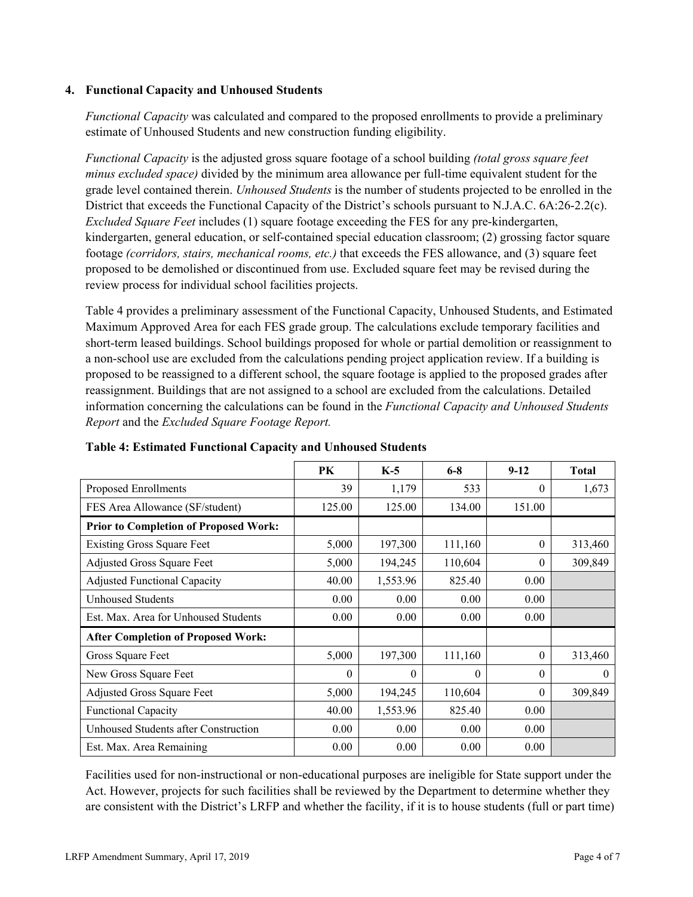## 4. Functional Capacity and Unhoused Students

*Functional Capacity* was calculated and compared to the proposed enrollments to provide a preliminary estimate of Unhoused Students and new construction funding eligibility.

*Functional Capacity* is the adjusted gross square footage of a school building *(total gross square feet minus excluded space)* divided by the minimum area allowance per full-time equivalent student for the grade level contained therein. *Unhoused Students* is the number of students projected to be enrolled in the District that exceeds the Functional Capacity of the District's schools pursuant to N.J.A.C. 6A:26-2.2(c). *Excluded Square Feet* includes (1) square footage exceeding the FES for any pre-kindergarten, kindergarten, general education, or self-contained special education classroom; (2) grossing factor square footage *(corridors, stairs, mechanical rooms, etc.)* that exceeds the FES allowance, and (3) square feet proposed to be demolished or discontinued from use. Excluded square feet may be revised during the review process for individual school facilities projects.

Table 4 provides a preliminary assessment of the Functional Capacity, Unhoused Students, and Estimated Maximum Approved Area for each FES grade group. The calculations exclude temporary facilities and short-term leased buildings. School buildings proposed for whole or partial demolition or reassignment to a non-school use are excluded from the calculations pending project application review. If a building is proposed to be reassigned to a different school, the square footage is applied to the proposed grades after reassignment. Buildings that are not assigned to a school are excluded from the calculations. Detailed information concerning the calculations can be found in the *Functional Capacity and Unhoused Students Report* and the *Excluded Square Footage Report.*

**Table 4: Estimated Functional Capacity and Unhoused Students**

| | PK | K-5 | 6-8 | 9-12 | Total |
|---|---|---|---|---|---|
| Proposed Enrollments | 39 | 1,179 | 533 | 0 | 1,673 |
| FES Area Allowance (SF/student) | 125.00 | 125.00 | 134.00 | 151.00 | |
| **Prior to Completion of Proposed Work:** | | | | | |
| Existing Gross Square Feet | 5,000 | 197,300 | 111,160 | 0 | 313,460 |
| Adjusted Gross Square Feet | 5,000 | 194,245 | 110,604 | 0 | 309,849 |
| Adjusted Functional Capacity | 40.00 | 1,553.96 | 825.40 | 0.00 | |
| Unhoused Students | 0.00 | 0.00 | 0.00 | 0.00 | |
| Est. Max. Area for Unhoused Students | 0.00 | 0.00 | 0.00 | 0.00 | |
| **After Completion of Proposed Work:** | | | | | |
| Gross Square Feet | 5,000 | 197,300 | 111,160 | 0 | 313,460 |
| New Gross Square Feet | 0 | 0 | 0 | 0 | 0 |
| Adjusted Gross Square Feet | 5,000 | 194,245 | 110,604 | 0 | 309,849 |
| Functional Capacity | 40.00 | 1,553.96 | 825.40 | 0.00 | |
| Unhoused Students after Construction | 0.00 | 0.00 | 0.00 | 0.00 | |
| Est. Max. Area Remaining | 0.00 | 0.00 | 0.00 | 0.00 | |

Facilities used for non-instructional or non-educational purposes are ineligible for State support under the Act. However, projects for such facilities shall be reviewed by the Department to determine whether they are consistent with the District's LRFP and whether the facility, if it is to house students (full or part time)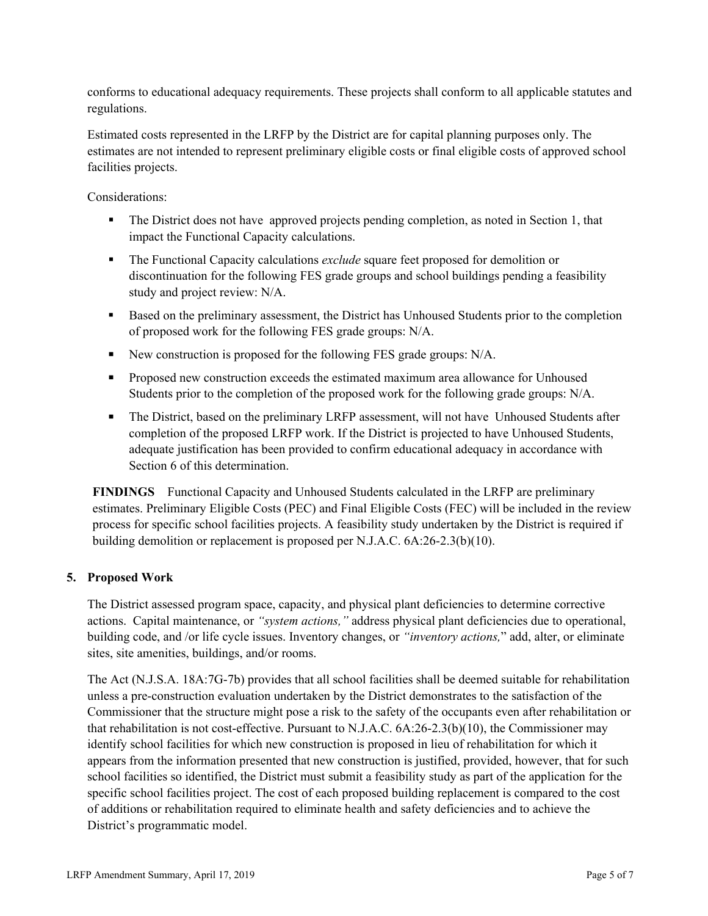conforms to educational adequacy requirements. These projects shall conform to all applicable statutes and regulations.

Estimated costs represented in the LRFP by the District are for capital planning purposes only. The estimates are not intended to represent preliminary eligible costs or final eligible costs of approved school facilities projects.

Considerations:

- The District does not have approved projects pending completion, as noted in Section 1, that impact the Functional Capacity calculations.
- The Functional Capacity calculations *exclude* square feet proposed for demolition or discontinuation for the following FES grade groups and school buildings pending a feasibility study and project review: N/A.
- Based on the preliminary assessment, the District has Unhoused Students prior to the completion of proposed work for the following FES grade groups: N/A.
- New construction is proposed for the following FES grade groups: N/A.
- Proposed new construction exceeds the estimated maximum area allowance for Unhoused Students prior to the completion of the proposed work for the following grade groups: N/A.
- The District, based on the preliminary LRFP assessment, will not have Unhoused Students after completion of the proposed LRFP work. If the District is projected to have Unhoused Students, adequate justification has been provided to confirm educational adequacy in accordance with Section 6 of this determination.

**FINDINGS** Functional Capacity and Unhoused Students calculated in the LRFP are preliminary estimates. Preliminary Eligible Costs (PEC) and Final Eligible Costs (FEC) will be included in the review process for specific school facilities projects. A feasibility study undertaken by the District is required if building demolition or replacement is proposed per N.J.A.C. 6A:26-2.3(b)(10).

## 5. Proposed Work

The District assessed program space, capacity, and physical plant deficiencies to determine corrective actions. Capital maintenance, or *"system actions,"* address physical plant deficiencies due to operational, building code, and /or life cycle issues. Inventory changes, or *"inventory actions,"* add, alter, or eliminate sites, site amenities, buildings, and/or rooms.

The Act (N.J.S.A. 18A:7G-7b) provides that all school facilities shall be deemed suitable for rehabilitation unless a pre-construction evaluation undertaken by the District demonstrates to the satisfaction of the Commissioner that the structure might pose a risk to the safety of the occupants even after rehabilitation or that rehabilitation is not cost-effective. Pursuant to N.J.A.C. 6A:26-2.3(b)(10), the Commissioner may identify school facilities for which new construction is proposed in lieu of rehabilitation for which it appears from the information presented that new construction is justified, provided, however, that for such school facilities so identified, the District must submit a feasibility study as part of the application for the specific school facilities project. The cost of each proposed building replacement is compared to the cost of additions or rehabilitation required to eliminate health and safety deficiencies and to achieve the District's programmatic model.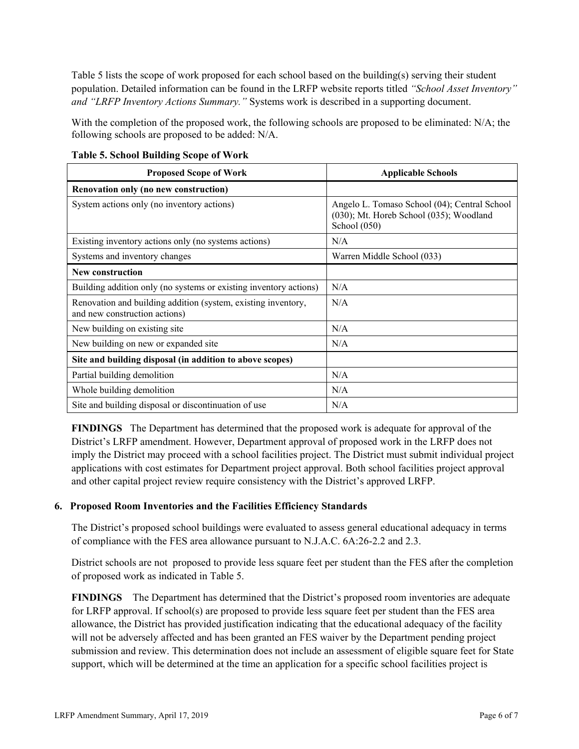Table 5 lists the scope of work proposed for each school based on the building(s) serving their student population. Detailed information can be found in the LRFP website reports titled *"School Asset Inventory" and "LRFP Inventory Actions Summary."* Systems work is described in a supporting document.

With the completion of the proposed work, the following schools are proposed to be eliminated: N/A; the following schools are proposed to be added: N/A.

**Table 5. School Building Scope of Work**

| Proposed Scope of Work | Applicable Schools |
|---|---|
| **Renovation only (no new construction)** | |
| System actions only (no inventory actions) | Angelo L. Tomaso School (04); Central School (030); Mt. Horeb School (035); Woodland School (050) |
| Existing inventory actions only (no systems actions) | N/A |
| Systems and inventory changes | Warren Middle School (033) |
| **New construction** | |
| Building addition only (no systems or existing inventory actions) | N/A |
| Renovation and building addition (system, existing inventory, and new construction actions) | N/A |
| New building on existing site | N/A |
| New building on new or expanded site | N/A |
| **Site and building disposal (in addition to above scopes)** | |
| Partial building demolition | N/A |
| Whole building demolition | N/A |
| Site and building disposal or discontinuation of use | N/A |

**FINDINGS** The Department has determined that the proposed work is adequate for approval of the District's LRFP amendment. However, Department approval of proposed work in the LRFP does not imply the District may proceed with a school facilities project. The District must submit individual project applications with cost estimates for Department project approval. Both school facilities project approval and other capital project review require consistency with the District's approved LRFP.

## 6. Proposed Room Inventories and the Facilities Efficiency Standards

The District's proposed school buildings were evaluated to assess general educational adequacy in terms of compliance with the FES area allowance pursuant to N.J.A.C. 6A:26-2.2 and 2.3.

District schools are not proposed to provide less square feet per student than the FES after the completion of proposed work as indicated in Table 5.

**FINDINGS** The Department has determined that the District's proposed room inventories are adequate for LRFP approval. If school(s) are proposed to provide less square feet per student than the FES area allowance, the District has provided justification indicating that the educational adequacy of the facility will not be adversely affected and has been granted an FES waiver by the Department pending project submission and review. This determination does not include an assessment of eligible square feet for State support, which will be determined at the time an application for a specific school facilities project is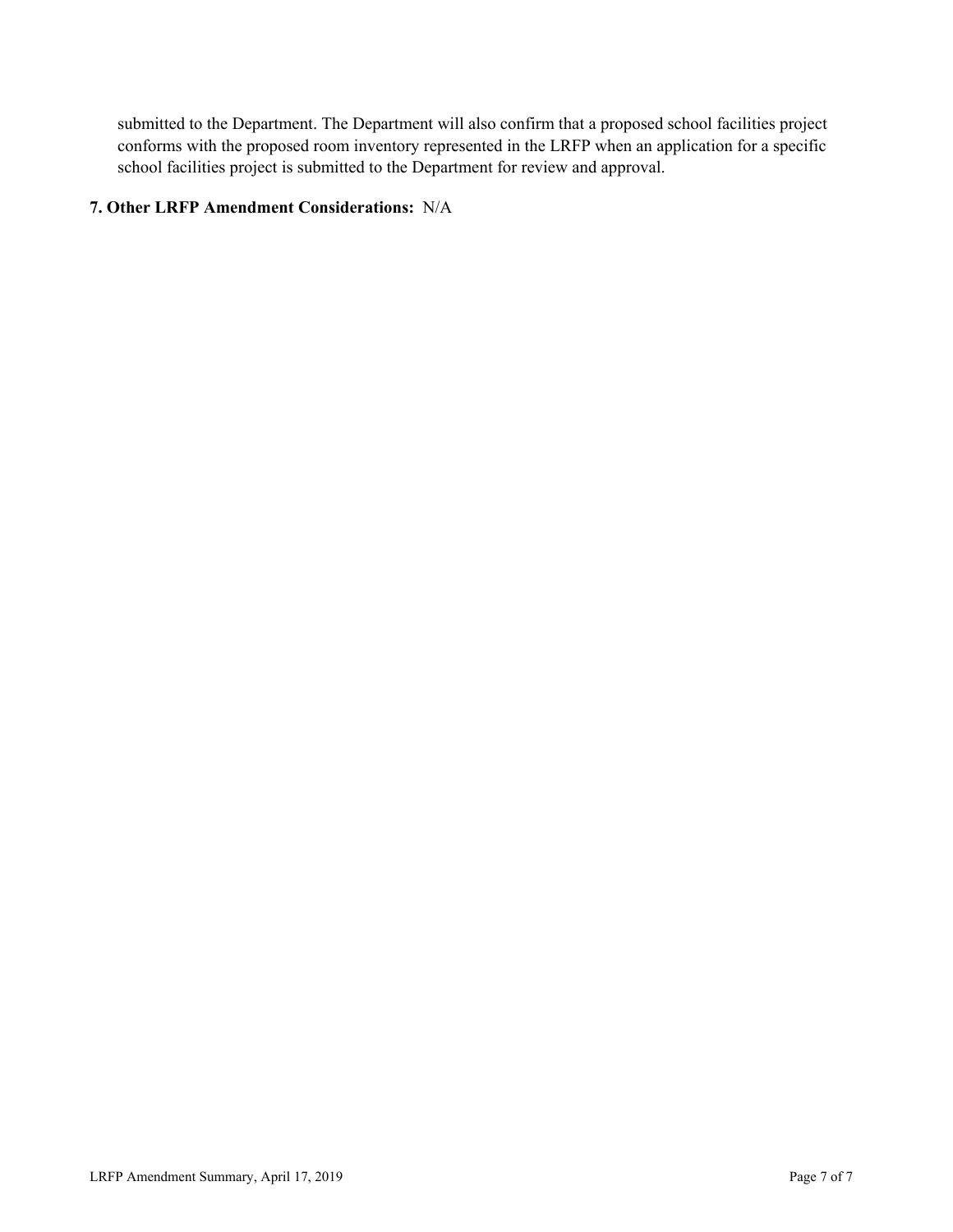submitted to the Department. The Department will also confirm that a proposed school facilities project conforms with the proposed room inventory represented in the LRFP when an application for a specific school facilities project is submitted to the Department for review and approval.

**7. Other LRFP Amendment Considerations:** N/A